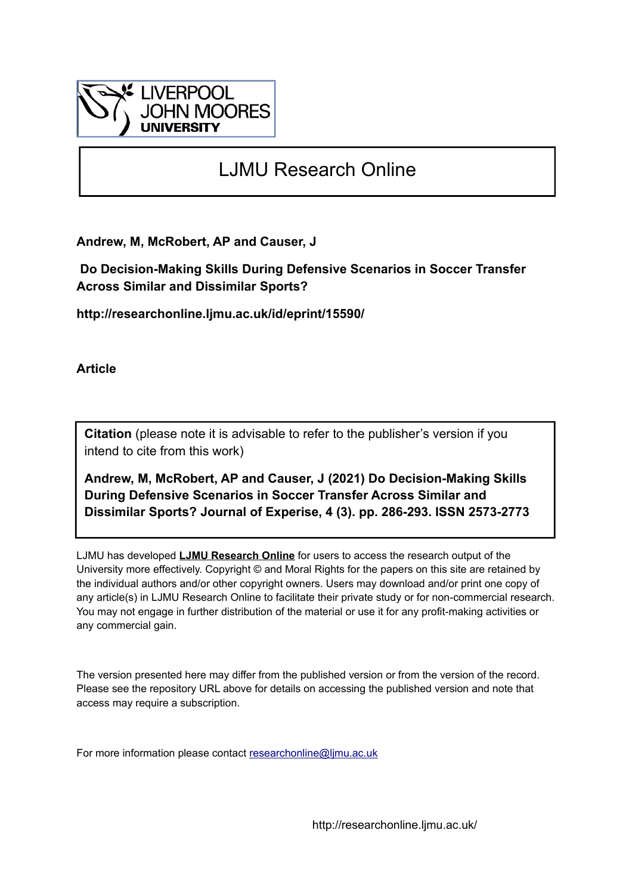# LJMU Research Online

**Andrew, M, McRobert, AP and Causer, J**

**Do Decision-Making Skills During Defensive Scenarios in Soccer Transfer Across Similar and Dissimilar Sports?**

**http://researchonline.ljmu.ac.uk/id/eprint/15590/**

**Article**

**Citation** (please note it is advisable to refer to the publisher's version if you intend to cite from this work)

**Andrew, M, McRobert, AP and Causer, J (2021) Do Decision-Making Skills During Defensive Scenarios in Soccer Transfer Across Similar and Dissimilar Sports? Journal of Experise, 4 (3). pp. 286-293. ISSN 2573-2773**

LJMU has developed **LJMU Research Online** for users to access the research output of the University more effectively. Copyright © and Moral Rights for the papers on this site are retained by the individual authors and/or other copyright owners. Users may download and/or print one copy of any article(s) in LJMU Research Online to facilitate their private study or for non-commercial research. You may not engage in further distribution of the material or use it for any profit-making activities or any commercial gain.

The version presented here may differ from the published version or from the version of the record. Please see the repository URL above for details on accessing the published version and note that access may require a subscription.

For more information please contact researchonline@ljmu.ac.uk

http://researchonline.ljmu.ac.uk/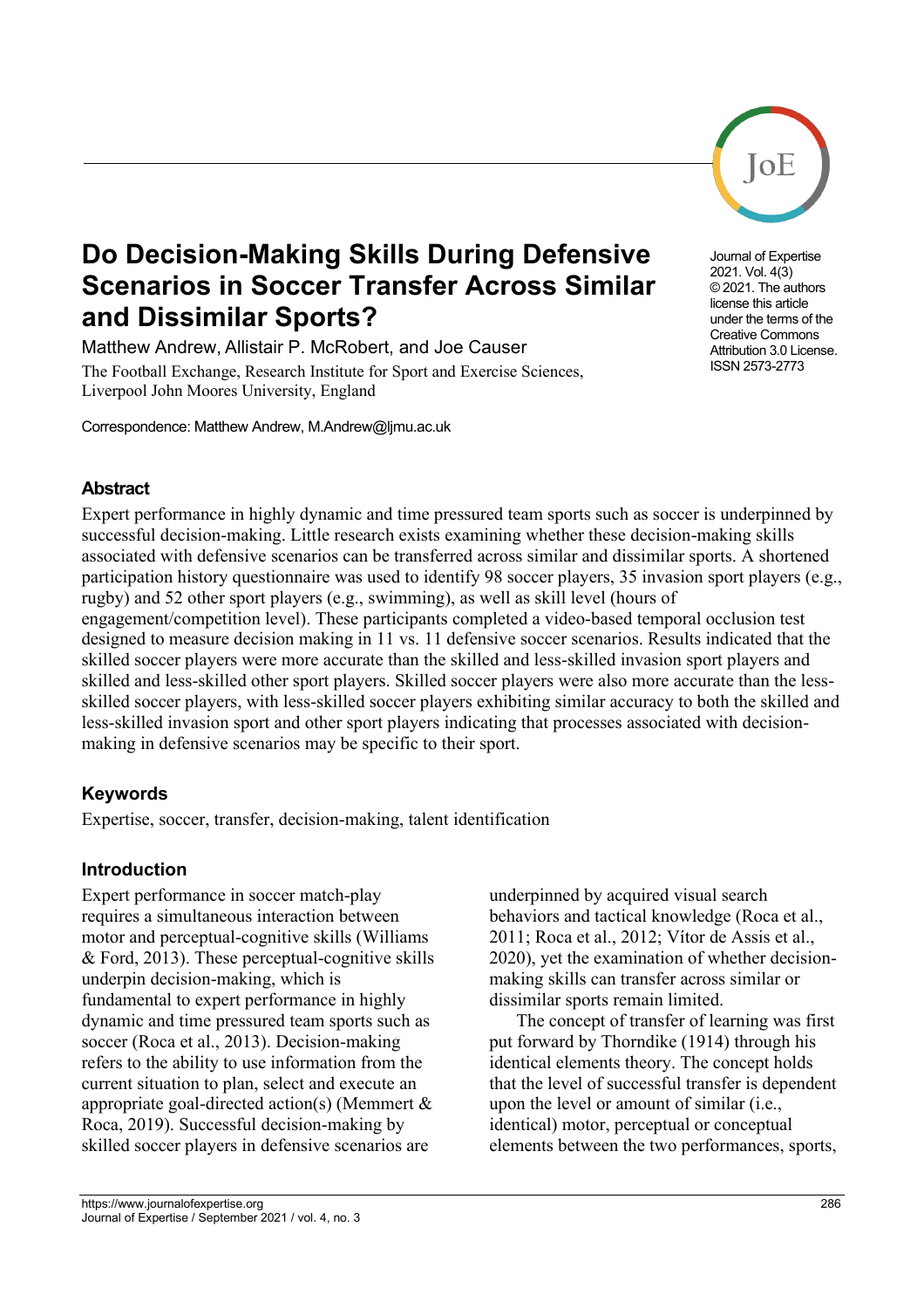# Do Decision-Making Skills During Defensive Scenarios in Soccer Transfer Across Similar and Dissimilar Sports?

Matthew Andrew, Allistair P. McRobert, and Joe Causer

The Football Exchange, Research Institute for Sport and Exercise Sciences, Liverpool John Moores University, England

Correspondence: Matthew Andrew, M.Andrew@ljmu.ac.uk

Journal of Expertise 2021. Vol. 4(3) © 2021. The authors license this article under the terms of the Creative Commons Attribution 3.0 License. ISSN 2573-2773

## Abstract

Expert performance in highly dynamic and time pressured team sports such as soccer is underpinned by successful decision-making. Little research exists examining whether these decision-making skills associated with defensive scenarios can be transferred across similar and dissimilar sports. A shortened participation history questionnaire was used to identify 98 soccer players, 35 invasion sport players (e.g., rugby) and 52 other sport players (e.g., swimming), as well as skill level (hours of engagement/competition level). These participants completed a video-based temporal occlusion test designed to measure decision making in 11 vs. 11 defensive soccer scenarios. Results indicated that the skilled soccer players were more accurate than the skilled and less-skilled invasion sport players and skilled and less-skilled other sport players. Skilled soccer players were also more accurate than the less-skilled soccer players, with less-skilled soccer players exhibiting similar accuracy to both the skilled and less-skilled invasion sport and other sport players indicating that processes associated with decision-making in defensive scenarios may be specific to their sport.

## Keywords

Expertise, soccer, transfer, decision-making, talent identification

## Introduction

Expert performance in soccer match-play requires a simultaneous interaction between motor and perceptual-cognitive skills (Williams & Ford, 2013). These perceptual-cognitive skills underpin decision-making, which is fundamental to expert performance in highly dynamic and time pressured team sports such as soccer (Roca et al., 2013). Decision-making refers to the ability to use information from the current situation to plan, select and execute an appropriate goal-directed action(s) (Memmert & Roca, 2019). Successful decision-making by skilled soccer players in defensive scenarios are underpinned by acquired visual search behaviors and tactical knowledge (Roca et al., 2011; Roca et al., 2012; Vítor de Assis et al., 2020), yet the examination of whether decision-making skills can transfer across similar or dissimilar sports remain limited.

The concept of transfer of learning was first put forward by Thorndike (1914) through his identical elements theory. The concept holds that the level of successful transfer is dependent upon the level or amount of similar (i.e., identical) motor, perceptual or conceptual elements between the two performances, sports,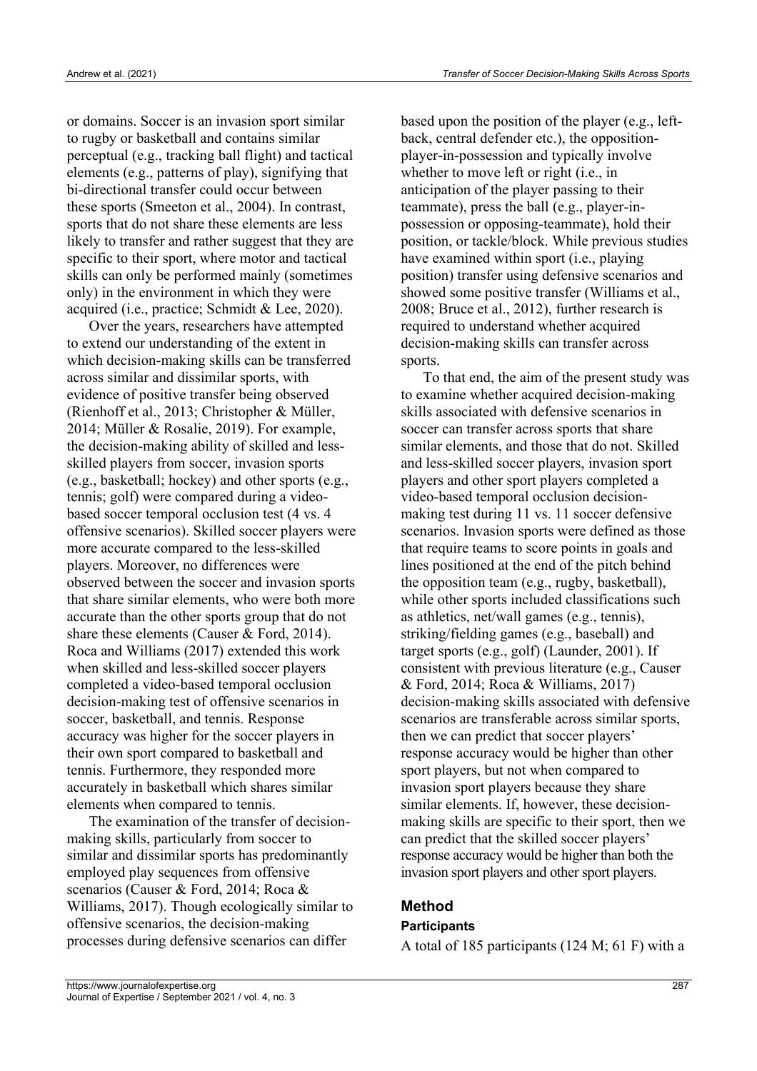or domains. Soccer is an invasion sport similar to rugby or basketball and contains similar perceptual (e.g., tracking ball flight) and tactical elements (e.g., patterns of play), signifying that bi-directional transfer could occur between these sports (Smeeton et al., 2004). In contrast, sports that do not share these elements are less likely to transfer and rather suggest that they are specific to their sport, where motor and tactical skills can only be performed mainly (sometimes only) in the environment in which they were acquired (i.e., practice; Schmidt & Lee, 2020).

Over the years, researchers have attempted to extend our understanding of the extent in which decision-making skills can be transferred across similar and dissimilar sports, with evidence of positive transfer being observed (Rienhoff et al., 2013; Christopher & Müller, 2014; Müller & Rosalie, 2019). For example, the decision-making ability of skilled and less-skilled players from soccer, invasion sports (e.g., basketball; hockey) and other sports (e.g., tennis; golf) were compared during a video-based soccer temporal occlusion test (4 vs. 4 offensive scenarios). Skilled soccer players were more accurate compared to the less-skilled players. Moreover, no differences were observed between the soccer and invasion sports that share similar elements, who were both more accurate than the other sports group that do not share these elements (Causer & Ford, 2014). Roca and Williams (2017) extended this work when skilled and less-skilled soccer players completed a video-based temporal occlusion decision-making test of offensive scenarios in soccer, basketball, and tennis. Response accuracy was higher for the soccer players in their own sport compared to basketball and tennis. Furthermore, they responded more accurately in basketball which shares similar elements when compared to tennis.

The examination of the transfer of decision-making skills, particularly from soccer to similar and dissimilar sports has predominantly employed play sequences from offensive scenarios (Causer & Ford, 2014; Roca & Williams, 2017). Though ecologically similar to offensive scenarios, the decision-making processes during defensive scenarios can differ based upon the position of the player (e.g., left-back, central defender etc.), the opposition-player-in-possession and typically involve whether to move left or right (i.e., in anticipation of the player passing to their teammate), press the ball (e.g., player-in-possession or opposing-teammate), hold their position, or tackle/block. While previous studies have examined within sport (i.e., playing position) transfer using defensive scenarios and showed some positive transfer (Williams et al., 2008; Bruce et al., 2012), further research is required to understand whether acquired decision-making skills can transfer across sports.

To that end, the aim of the present study was to examine whether acquired decision-making skills associated with defensive scenarios in soccer can transfer across sports that share similar elements, and those that do not. Skilled and less-skilled soccer players, invasion sport players and other sport players completed a video-based temporal occlusion decision-making test during 11 vs. 11 soccer defensive scenarios. Invasion sports were defined as those that require teams to score points in goals and lines positioned at the end of the pitch behind the opposition team (e.g., rugby, basketball), while other sports included classifications such as athletics, net/wall games (e.g., tennis), striking/fielding games (e.g., baseball) and target sports (e.g., golf) (Launder, 2001). If consistent with previous literature (e.g., Causer & Ford, 2014; Roca & Williams, 2017) decision-making skills associated with defensive scenarios are transferable across similar sports, then we can predict that soccer players' response accuracy would be higher than other sport players, but not when compared to invasion sport players because they share similar elements. If, however, these decision-making skills are specific to their sport, then we can predict that the skilled soccer players' response accuracy would be higher than both the invasion sport players and other sport players.

## Method

### Participants

A total of 185 participants (124 M; 61 F) with a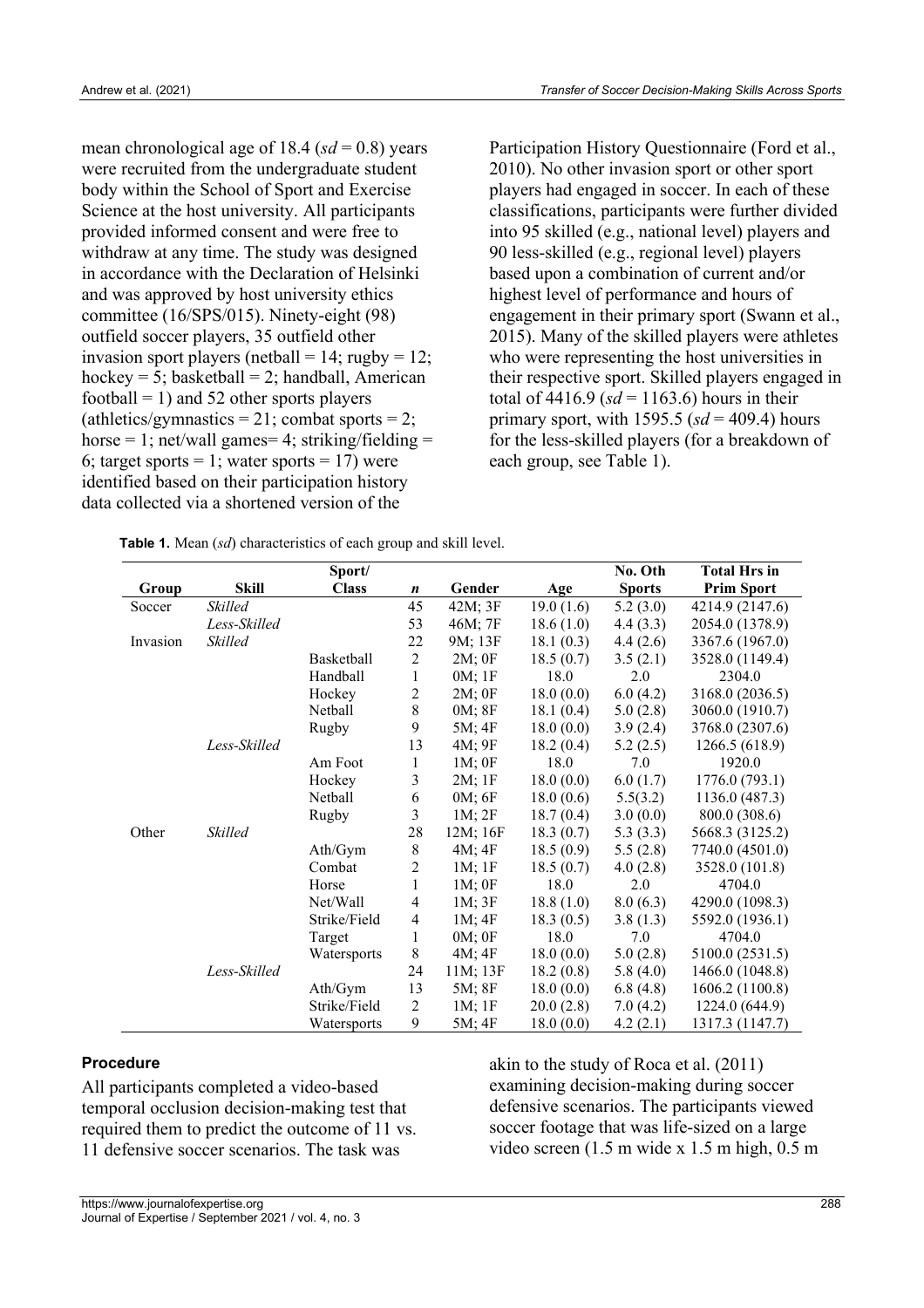mean chronological age of 18.4 ($sd$ = 0.8) years were recruited from the undergraduate student body within the School of Sport and Exercise Science at the host university. All participants provided informed consent and were free to withdraw at any time. The study was designed in accordance with the Declaration of Helsinki and was approved by host university ethics committee (16/SPS/015). Ninety-eight (98) outfield soccer players, 35 outfield other invasion sport players (netball = 14; rugby = 12; hockey = 5; basketball = 2; handball, American football = 1) and 52 other sports players (athletics/gymnastics = 21; combat sports = 2; horse = 1; net/wall games= 4; striking/fielding = 6; target sports = 1; water sports = 17) were identified based on their participation history data collected via a shortened version of the Participation History Questionnaire (Ford et al., 2010). No other invasion sport or other sport players had engaged in soccer. In each of these classifications, participants were further divided into 95 skilled (e.g., national level) players and 90 less-skilled (e.g., regional level) players based upon a combination of current and/or highest level of performance and hours of engagement in their primary sport (Swann et al., 2015). Many of the skilled players were athletes who were representing the host universities in their respective sport. Skilled players engaged in total of 4416.9 ($sd$ = 1163.6) hours in their primary sport, with 1595.5 ($sd$ = 409.4) hours for the less-skilled players (for a breakdown of each group, see Table 1).

**Table 1.** Mean ($sd$) characteristics of each group and skill level.

| Group | Skill | Sport/ Class | $n$ | Gender | Age | No. Oth Sports | Total Hrs in Prim Sport |
|---|---|---|---|---|---|---|---|
| Soccer | *Skilled* | | 45 | 42M; 3F | 19.0 (1.6) | 5.2 (3.0) | 4214.9 (2147.6) |
| | *Less-Skilled* | | 53 | 46M; 7F | 18.6 (1.0) | 4.4 (3.3) | 2054.0 (1378.9) |
| Invasion | *Skilled* | | 22 | 9M; 13F | 18.1 (0.3) | 4.4 (2.6) | 3367.6 (1967.0) |
| | | Basketball | 2 | 2M; 0F | 18.5 (0.7) | 3.5 (2.1) | 3528.0 (1149.4) |
| | | Handball | 1 | 0M; 1F | 18.0 | 2.0 | 2304.0 |
| | | Hockey | 2 | 2M; 0F | 18.0 (0.0) | 6.0 (4.2) | 3168.0 (2036.5) |
| | | Netball | 8 | 0M; 8F | 18.1 (0.4) | 5.0 (2.8) | 3060.0 (1910.7) |
| | | Rugby | 9 | 5M; 4F | 18.0 (0.0) | 3.9 (2.4) | 3768.0 (2307.6) |
| | *Less-Skilled* | | 13 | 4M; 9F | 18.2 (0.4) | 5.2 (2.5) | 1266.5 (618.9) |
| | | Am Foot | 1 | 1M; 0F | 18.0 | 7.0 | 1920.0 |
| | | Hockey | 3 | 2M; 1F | 18.0 (0.0) | 6.0 (1.7) | 1776.0 (793.1) |
| | | Netball | 6 | 0M; 6F | 18.0 (0.6) | 5.5(3.2) | 1136.0 (487.3) |
| | | Rugby | 3 | 1M; 2F | 18.7 (0.4) | 3.0 (0.0) | 800.0 (308.6) |
| Other | *Skilled* | | 28 | 12M; 16F | 18.3 (0.7) | 5.3 (3.3) | 5668.3 (3125.2) |
| | | Ath/Gym | 8 | 4M; 4F | 18.5 (0.9) | 5.5 (2.8) | 7740.0 (4501.0) |
| | | Combat | 2 | 1M; 1F | 18.5 (0.7) | 4.0 (2.8) | 3528.0 (101.8) |
| | | Horse | 1 | 1M; 0F | 18.0 | 2.0 | 4704.0 |
| | | Net/Wall | 4 | 1M; 3F | 18.8 (1.0) | 8.0 (6.3) | 4290.0 (1098.3) |
| | | Strike/Field | 4 | 1M; 4F | 18.3 (0.5) | 3.8 (1.3) | 5592.0 (1936.1) |
| | | Target | 1 | 0M; 0F | 18.0 | 7.0 | 4704.0 |
| | | Watersports | 8 | 4M; 4F | 18.0 (0.0) | 5.0 (2.8) | 5100.0 (2531.5) |
| | *Less-Skilled* | | 24 | 11M; 13F | 18.2 (0.8) | 5.8 (4.0) | 1466.0 (1048.8) |
| | | Ath/Gym | 13 | 5M; 8F | 18.0 (0.0) | 6.8 (4.8) | 1606.2 (1100.8) |
| | | Strike/Field | 2 | 1M; 1F | 20.0 (2.8) | 7.0 (4.2) | 1224.0 (644.9) |
| | | Watersports | 9 | 5M; 4F | 18.0 (0.0) | 4.2 (2.1) | 1317.3 (1147.7) |

### Procedure

All participants completed a video-based temporal occlusion decision-making test that required them to predict the outcome of 11 vs. 11 defensive soccer scenarios. The task was akin to the study of Roca et al. (2011) examining decision-making during soccer defensive scenarios. The participants viewed soccer footage that was life-sized on a large video screen (1.5 m wide x 1.5 m high, 0.5 m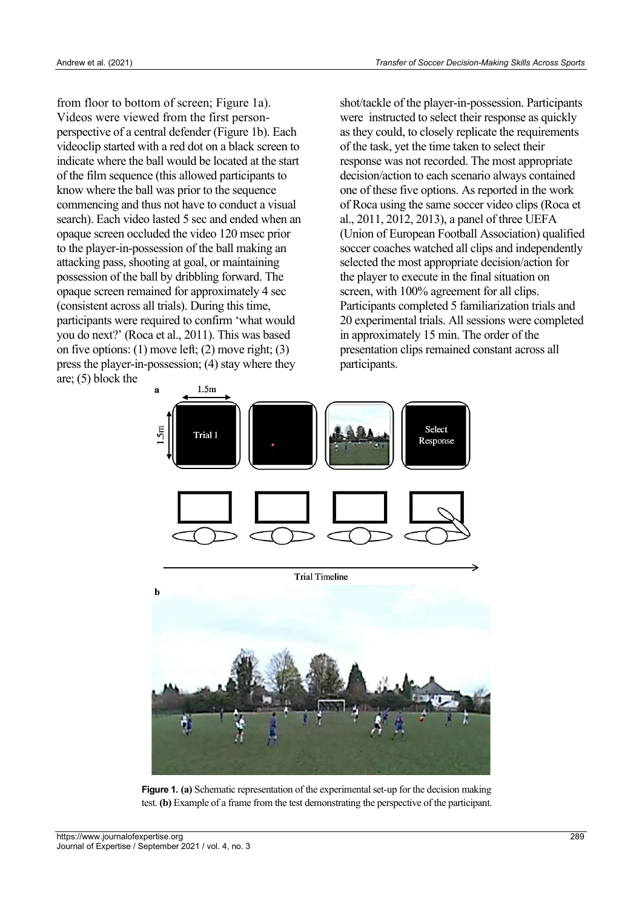from floor to bottom of screen; Figure 1a). Videos were viewed from the first person-perspective of a central defender (Figure 1b). Each videoclip started with a red dot on a black screen to indicate where the ball would be located at the start of the film sequence (this allowed participants to know where the ball was prior to the sequence commencing and thus not have to conduct a visual search). Each video lasted 5 sec and ended when an opaque screen occluded the video 120 msec prior to the player-in-possession of the ball making an attacking pass, shooting at goal, or maintaining possession of the ball by dribbling forward. The opaque screen remained for approximately 4 sec (consistent across all trials). During this time, participants were required to confirm 'what would you do next?' (Roca et al., 2011). This was based on five options: (1) move left; (2) move right; (3) press the player-in-possession; (4) stay where they are; (5) block the shot/tackle of the player-in-possession. Participants were instructed to select their response as quickly as they could, to closely replicate the requirements of the task, yet the time taken to select their response was not recorded. The most appropriate decision/action to each scenario always contained one of these five options. As reported in the work of Roca using the same soccer video clips (Roca et al., 2011, 2012, 2013), a panel of three UEFA (Union of European Football Association) qualified soccer coaches watched all clips and independently selected the most appropriate decision/action for the player to execute in the final situation on screen, with 100% agreement for all clips. Participants completed 5 familiarization trials and 20 experimental trials. All sessions were completed in approximately 15 min. The order of the presentation clips remained constant across all participants.

**Figure 1. (a)** Schematic representation of the experimental set-up for the decision making test. **(b)** Example of a frame from the test demonstrating the perspective of the participant.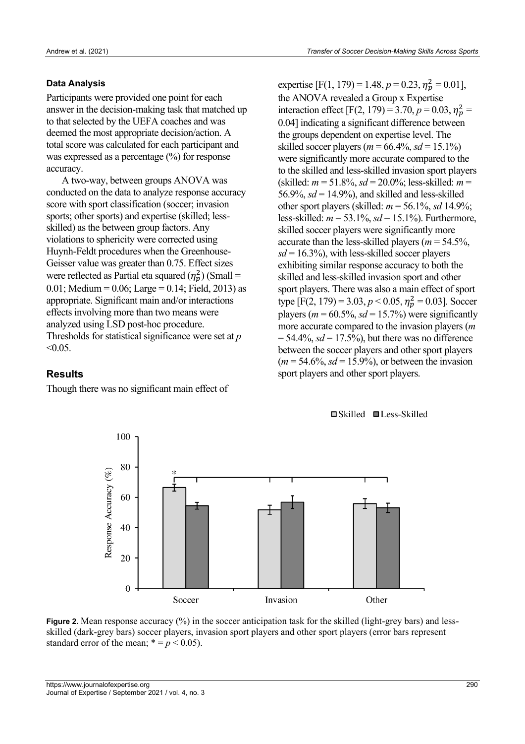### Data Analysis

Participants were provided one point for each answer in the decision-making task that matched up to that selected by the UEFA coaches and was deemed the most appropriate decision/action. A total score was calculated for each participant and was expressed as a percentage (%) for response accuracy.

A two-way, between groups ANOVA was conducted on the data to analyze response accuracy score with sport classification (soccer; invasion sports; other sports) and expertise (skilled; less-skilled) as the between group factors. Any violations to sphericity were corrected using Huynh-Feldt procedures when the Greenhouse-Geisser value was greater than 0.75. Effect sizes were reflected as Partial eta squared ($\eta_p^2$) (Small = 0.01; Medium = 0.06; Large = 0.14; Field, 2013) as appropriate. Significant main and/or interactions effects involving more than two means were analyzed using LSD post-hoc procedure. Thresholds for statistical significance were set at $p$ <0.05.

## Results

Though there was no significant main effect of expertise [$F(1, 179) = 1.48$, $p = 0.23$, $\eta_p^2 = 0.01$], the ANOVA revealed a Group x Expertise interaction effect [$F(2, 179) = 3.70$, $p = 0.03$, $\eta_p^2 = 0.04$] indicating a significant difference between the groups dependent on expertise level. The skilled soccer players ($m = 66.4\%$, $sd = 15.1\%$) were significantly more accurate compared to the to the skilled and less-skilled invasion sport players (skilled: $m = 51.8\%$, $sd = 20.0\%$; less-skilled: $m = 56.9\%$, $sd = 14.9\%$), and skilled and less-skilled other sport players (skilled: $m = 56.1\%$, $sd$ 14.9%; less-skilled: $m = 53.1\%$, $sd = 15.1\%$). Furthermore, skilled soccer players were significantly more accurate than the less-skilled players ($m = 54.5\%$, $sd = 16.3\%$), with less-skilled soccer players exhibiting similar response accuracy to both the skilled and less-skilled invasion sport and other sport players. There was also a main effect of sport type [$F(2, 179) = 3.03$, $p < 0.05$, $\eta_p^2 = 0.03$]. Soccer players ($m = 60.5\%$, $sd = 15.7\%$) were significantly more accurate compared to the invasion players ($m = 54.4\%$, $sd = 17.5\%$), but there was no difference between the soccer players and other sport players ($m = 54.6\%$, $sd = 15.9\%$), or between the invasion sport players and other sport players.

**Figure 2.** Mean response accuracy (%) in the soccer anticipation task for the skilled (light-grey bars) and less-skilled (dark-grey bars) soccer players, invasion sport players and other sport players (error bars represent standard error of the mean; * = $p < 0.05$).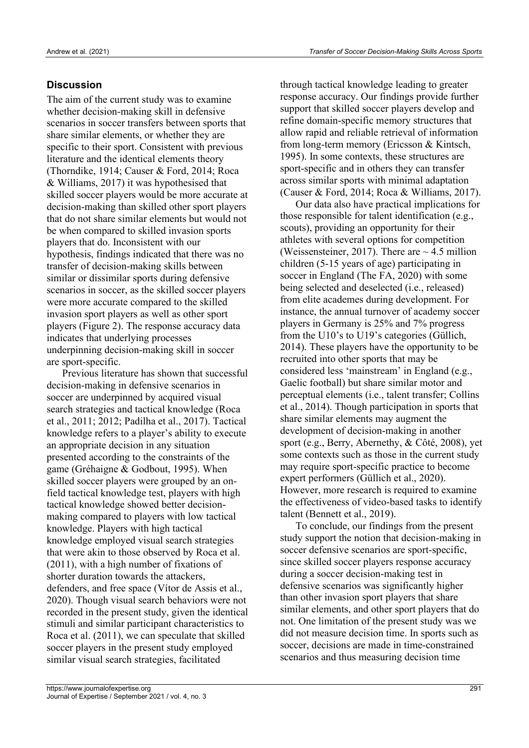## Discussion

The aim of the current study was to examine whether decision-making skill in defensive scenarios in soccer transfers between sports that share similar elements, or whether they are specific to their sport. Consistent with previous literature and the identical elements theory (Thorndike, 1914; Causer & Ford, 2014; Roca & Williams, 2017) it was hypothesised that skilled soccer players would be more accurate at decision-making than skilled other sport players that do not share similar elements but would not be when compared to skilled invasion sports players that do. Inconsistent with our hypothesis, findings indicated that there was no transfer of decision-making skills between similar or dissimilar sports during defensive scenarios in soccer, as the skilled soccer players were more accurate compared to the skilled invasion sport players as well as other sport players (Figure 2). The response accuracy data indicates that underlying processes underpinning decision-making skill in soccer are sport-specific.

Previous literature has shown that successful decision-making in defensive scenarios in soccer are underpinned by acquired visual search strategies and tactical knowledge (Roca et al., 2011; 2012; Padilha et al., 2017). Tactical knowledge refers to a player's ability to execute an appropriate decision in any situation presented according to the constraints of the game (Gréhaigne & Godbout, 1995). When skilled soccer players were grouped by an on-field tactical knowledge test, players with high tactical knowledge showed better decision-making compared to players with low tactical knowledge. Players with high tactical knowledge employed visual search strategies that were akin to those observed by Roca et al. (2011), with a high number of fixations of shorter duration towards the attackers, defenders, and free space (Vítor de Assis et al., 2020). Though visual search behaviors were not recorded in the present study, given the identical stimuli and similar participant characteristics to Roca et al. (2011), we can speculate that skilled soccer players in the present study employed similar visual search strategies, facilitated through tactical knowledge leading to greater response accuracy. Our findings provide further support that skilled soccer players develop and refine domain-specific memory structures that allow rapid and reliable retrieval of information from long-term memory (Ericsson & Kintsch, 1995). In some contexts, these structures are sport-specific and in others they can transfer across similar sports with minimal adaptation (Causer & Ford, 2014; Roca & Williams, 2017).

Our data also have practical implications for those responsible for talent identification (e.g., scouts), providing an opportunity for their athletes with several options for competition (Weissensteiner, 2017). There are ~ 4.5 million children (5-15 years of age) participating in soccer in England (The FA, 2020) with some being selected and deselected (i.e., released) from elite academes during development. For instance, the annual turnover of academy soccer players in Germany is 25% and 7% progress from the U10's to U19's categories (Güllich, 2014). These players have the opportunity to be recruited into other sports that may be considered less 'mainstream' in England (e.g., Gaelic football) but share similar motor and perceptual elements (i.e., talent transfer; Collins et al., 2014). Though participation in sports that share similar elements may augment the development of decision-making in another sport (e.g., Berry, Abernethy, & Côté, 2008), yet some contexts such as those in the current study may require sport-specific practice to become expert performers (Güllich et al., 2020). However, more research is required to examine the effectiveness of video-based tasks to identify talent (Bennett et al., 2019).

To conclude, our findings from the present study support the notion that decision-making in soccer defensive scenarios are sport-specific, since skilled soccer players response accuracy during a soccer decision-making test in defensive scenarios was significantly higher than other invasion sport players that share similar elements, and other sport players that do not. One limitation of the present study was we did not measure decision time. In sports such as soccer, decisions are made in time-constrained scenarios and thus measuring decision time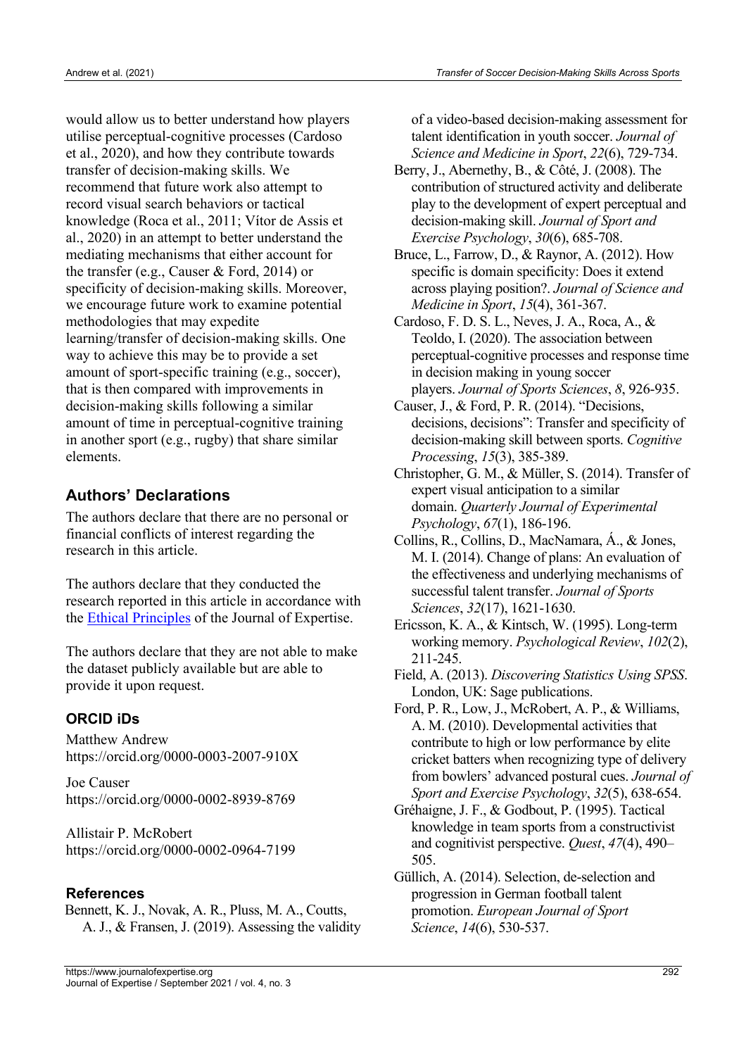would allow us to better understand how players utilise perceptual-cognitive processes (Cardoso et al., 2020), and how they contribute towards transfer of decision-making skills. We recommend that future work also attempt to record visual search behaviors or tactical knowledge (Roca et al., 2011; Vítor de Assis et al., 2020) in an attempt to better understand the mediating mechanisms that either account for the transfer (e.g., Causer & Ford, 2014) or specificity of decision-making skills. Moreover, we encourage future work to examine potential methodologies that may expedite learning/transfer of decision-making skills. One way to achieve this may be to provide a set amount of sport-specific training (e.g., soccer), that is then compared with improvements in decision-making skills following a similar amount of time in perceptual-cognitive training in another sport (e.g., rugby) that share similar elements.

## Authors' Declarations

The authors declare that there are no personal or financial conflicts of interest regarding the research in this article.

The authors declare that they conducted the research reported in this article in accordance with the Ethical Principles of the Journal of Expertise.

The authors declare that they are not able to make the dataset publicly available but are able to provide it upon request.

### ORCID iDs

Matthew Andrew
https://orcid.org/0000-0003-2007-910X

Joe Causer
https://orcid.org/0000-0002-8939-8769

Allistair P. McRobert
https://orcid.org/0000-0002-0964-7199

## References

Bennett, K. J., Novak, A. R., Pluss, M. A., Coutts, A. J., & Fransen, J. (2019). Assessing the validity of a video-based decision-making assessment for talent identification in youth soccer. *Journal of Science and Medicine in Sport*, *22*(6), 729-734.

Berry, J., Abernethy, B., & Côté, J. (2008). The contribution of structured activity and deliberate play to the development of expert perceptual and decision-making skill. *Journal of Sport and Exercise Psychology*, *30*(6), 685-708.

Bruce, L., Farrow, D., & Raynor, A. (2012). How specific is domain specificity: Does it extend across playing position?. *Journal of Science and Medicine in Sport*, *15*(4), 361-367.

Cardoso, F. D. S. L., Neves, J. A., Roca, A., & Teoldo, I. (2020). The association between perceptual-cognitive processes and response time in decision making in young soccer players. *Journal of Sports Sciences*, *8*, 926-935.

Causer, J., & Ford, P. R. (2014). "Decisions, decisions, decisions": Transfer and specificity of decision-making skill between sports. *Cognitive Processing*, *15*(3), 385-389.

Christopher, G. M., & Müller, S. (2014). Transfer of expert visual anticipation to a similar domain. *Quarterly Journal of Experimental Psychology*, *67*(1), 186-196.

Collins, R., Collins, D., MacNamara, Á., & Jones, M. I. (2014). Change of plans: An evaluation of the effectiveness and underlying mechanisms of successful talent transfer. *Journal of Sports Sciences*, *32*(17), 1621-1630.

Ericsson, K. A., & Kintsch, W. (1995). Long-term working memory. *Psychological Review*, *102*(2), 211-245.

Field, A. (2013). *Discovering Statistics Using SPSS*. London, UK: Sage publications.

Ford, P. R., Low, J., McRobert, A. P., & Williams, A. M. (2010). Developmental activities that contribute to high or low performance by elite cricket batters when recognizing type of delivery from bowlers' advanced postural cues. *Journal of Sport and Exercise Psychology*, *32*(5), 638-654.

Gréhaigne, J. F., & Godbout, P. (1995). Tactical knowledge in team sports from a constructivist and cognitivist perspective. *Quest*, *47*(4), 490–505.

Güllich, A. (2014). Selection, de-selection and progression in German football talent promotion. *European Journal of Sport Science*, *14*(6), 530-537.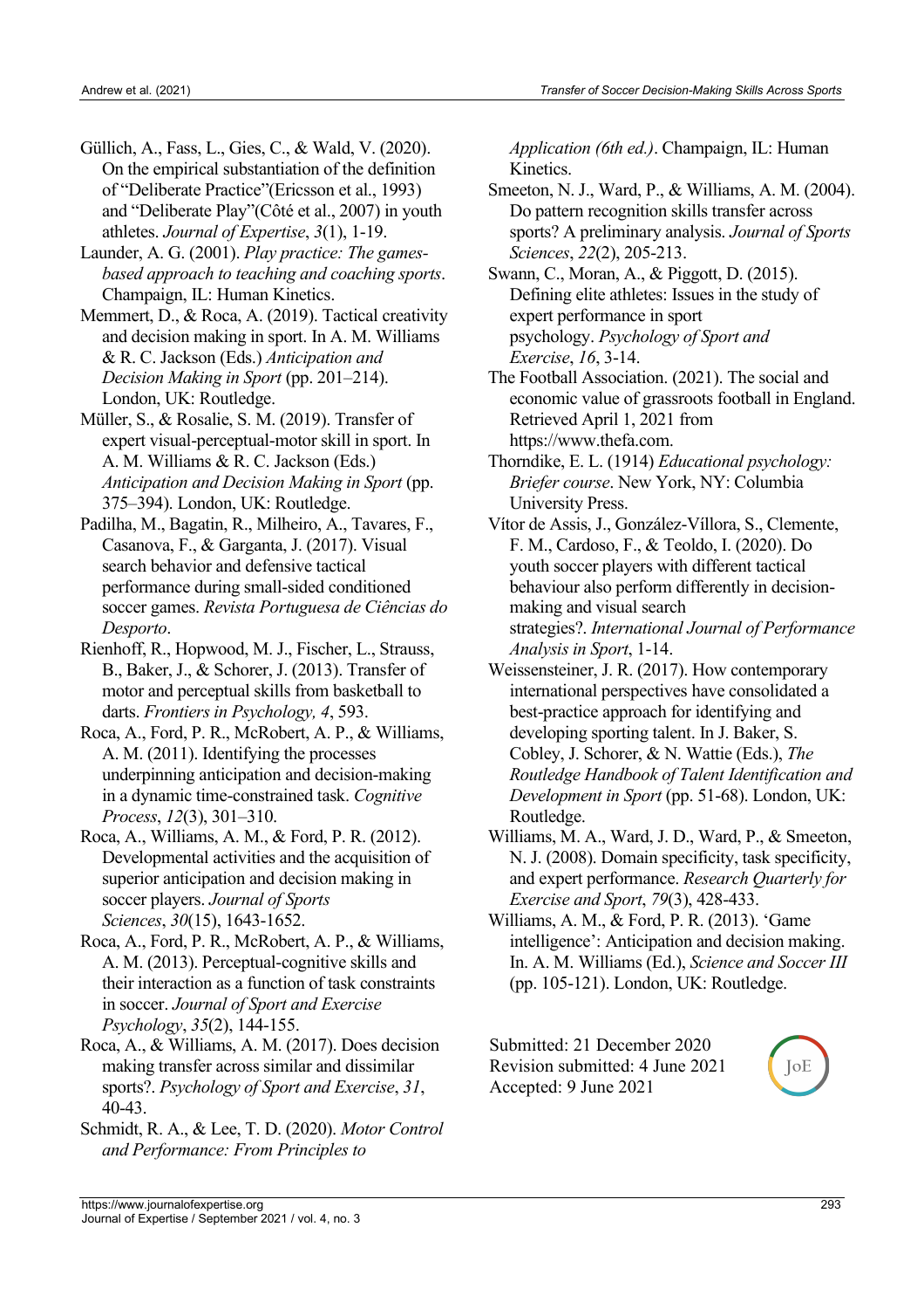Güllich, A., Fass, L., Gies, C., & Wald, V. (2020). On the empirical substantiation of the definition of "Deliberate Practice"(Ericsson et al., 1993) and "Deliberate Play"(Côté et al., 2007) in youth athletes. *Journal of Expertise*, *3*(1), 1-19.

Launder, A. G. (2001). *Play practice: The games-based approach to teaching and coaching sports*. Champaign, IL: Human Kinetics.

Memmert, D., & Roca, A. (2019). Tactical creativity and decision making in sport. In A. M. Williams & R. C. Jackson (Eds.) *Anticipation and Decision Making in Sport* (pp. 201–214). London, UK: Routledge.

Müller, S., & Rosalie, S. M. (2019). Transfer of expert visual-perceptual-motor skill in sport. In A. M. Williams & R. C. Jackson (Eds.) *Anticipation and Decision Making in Sport* (pp. 375–394). London, UK: Routledge.

Padilha, M., Bagatin, R., Milheiro, A., Tavares, F., Casanova, F., & Garganta, J. (2017). Visual search behavior and defensive tactical performance during small-sided conditioned soccer games. *Revista Portuguesa de Ciências do Desporto*.

Rienhoff, R., Hopwood, M. J., Fischer, L., Strauss, B., Baker, J., & Schorer, J. (2013). Transfer of motor and perceptual skills from basketball to darts. *Frontiers in Psychology, 4*, 593.

Roca, A., Ford, P. R., McRobert, A. P., & Williams, A. M. (2011). Identifying the processes underpinning anticipation and decision-making in a dynamic time-constrained task. *Cognitive Process*, *12*(3), 301–310.

Roca, A., Williams, A. M., & Ford, P. R. (2012). Developmental activities and the acquisition of superior anticipation and decision making in soccer players. *Journal of Sports Sciences*, *30*(15), 1643-1652.

Roca, A., Ford, P. R., McRobert, A. P., & Williams, A. M. (2013). Perceptual-cognitive skills and their interaction as a function of task constraints in soccer. *Journal of Sport and Exercise Psychology*, *35*(2), 144-155.

Roca, A., & Williams, A. M. (2017). Does decision making transfer across similar and dissimilar sports?. *Psychology of Sport and Exercise*, *31*, 40-43.

Schmidt, R. A., & Lee, T. D. (2020). *Motor Control and Performance: From Principles to Application (6th ed.)*. Champaign, IL: Human Kinetics.

Smeeton, N. J., Ward, P., & Williams, A. M. (2004). Do pattern recognition skills transfer across sports? A preliminary analysis. *Journal of Sports Sciences*, *22*(2), 205-213.

Swann, C., Moran, A., & Piggott, D. (2015). Defining elite athletes: Issues in the study of expert performance in sport psychology. *Psychology of Sport and Exercise*, *16*, 3-14.

The Football Association. (2021). The social and economic value of grassroots football in England. Retrieved April 1, 2021 from https://www.thefa.com.

Thorndike, E. L. (1914) *Educational psychology: Briefer course*. New York, NY: Columbia University Press.

Vítor de Assis, J., González-Víllora, S., Clemente, F. M., Cardoso, F., & Teoldo, I. (2020). Do youth soccer players with different tactical behaviour also perform differently in decision-making and visual search strategies?. *International Journal of Performance Analysis in Sport*, 1-14.

Weissensteiner, J. R. (2017). How contemporary international perspectives have consolidated a best-practice approach for identifying and developing sporting talent. In J. Baker, S. Cobley, J. Schorer, & N. Wattie (Eds.), *The Routledge Handbook of Talent Identification and Development in Sport* (pp. 51-68). London, UK: Routledge.

Williams, M. A., Ward, J. D., Ward, P., & Smeeton, N. J. (2008). Domain specificity, task specificity, and expert performance. *Research Quarterly for Exercise and Sport*, *79*(3), 428-433.

Williams, A. M., & Ford, P. R. (2013). 'Game intelligence': Anticipation and decision making. In. A. M. Williams (Ed.), *Science and Soccer III* (pp. 105-121). London, UK: Routledge.

Submitted: 21 December 2020
Revision submitted: 4 June 2021
Accepted: 9 June 2021